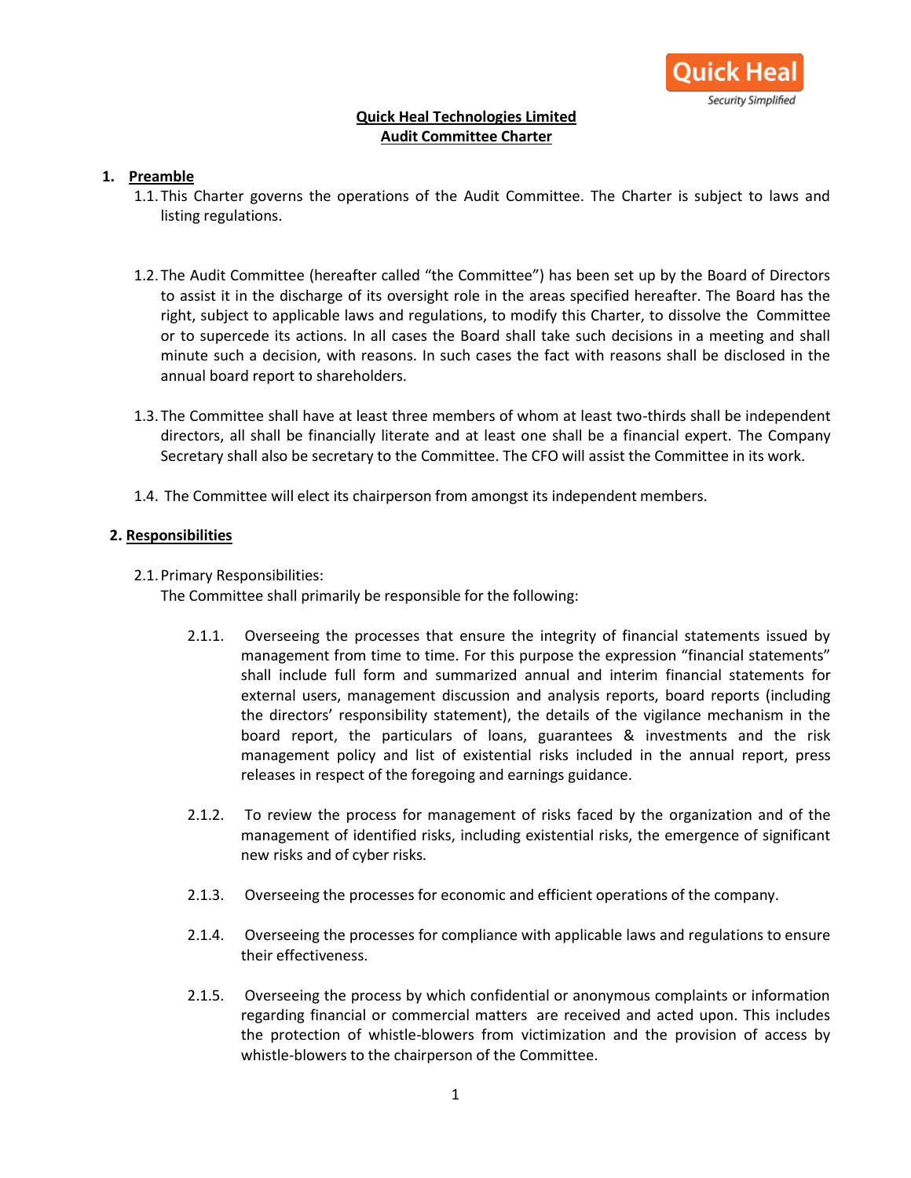**Quick Heal Technologies Limited**
**Audit Committee Charter**

## 1. Preamble

1.1. This Charter governs the operations of the Audit Committee. The Charter is subject to laws and listing regulations.

1.2. The Audit Committee (hereafter called "the Committee") has been set up by the Board of Directors to assist it in the discharge of its oversight role in the areas specified hereafter. The Board has the right, subject to applicable laws and regulations, to modify this Charter, to dissolve the Committee or to supercede its actions. In all cases the Board shall take such decisions in a meeting and shall minute such a decision, with reasons. In such cases the fact with reasons shall be disclosed in the annual board report to shareholders.

1.3. The Committee shall have at least three members of whom at least two-thirds shall be independent directors, all shall be financially literate and at least one shall be a financial expert. The Company Secretary shall also be secretary to the Committee. The CFO will assist the Committee in its work.

1.4. The Committee will elect its chairperson from amongst its independent members.

## 2. Responsibilities

2.1. Primary Responsibilities:
The Committee shall primarily be responsible for the following:

2.1.1. Overseeing the processes that ensure the integrity of financial statements issued by management from time to time. For this purpose the expression "financial statements" shall include full form and summarized annual and interim financial statements for external users, management discussion and analysis reports, board reports (including the directors' responsibility statement), the details of the vigilance mechanism in the board report, the particulars of loans, guarantees & investments and the risk management policy and list of existential risks included in the annual report, press releases in respect of the foregoing and earnings guidance.

2.1.2. To review the process for management of risks faced by the organization and of the management of identified risks, including existential risks, the emergence of significant new risks and of cyber risks.

2.1.3. Overseeing the processes for economic and efficient operations of the company.

2.1.4. Overseeing the processes for compliance with applicable laws and regulations to ensure their effectiveness.

2.1.5. Overseeing the process by which confidential or anonymous complaints or information regarding financial or commercial matters are received and acted upon. This includes the protection of whistle-blowers from victimization and the provision of access by whistle-blowers to the chairperson of the Committee.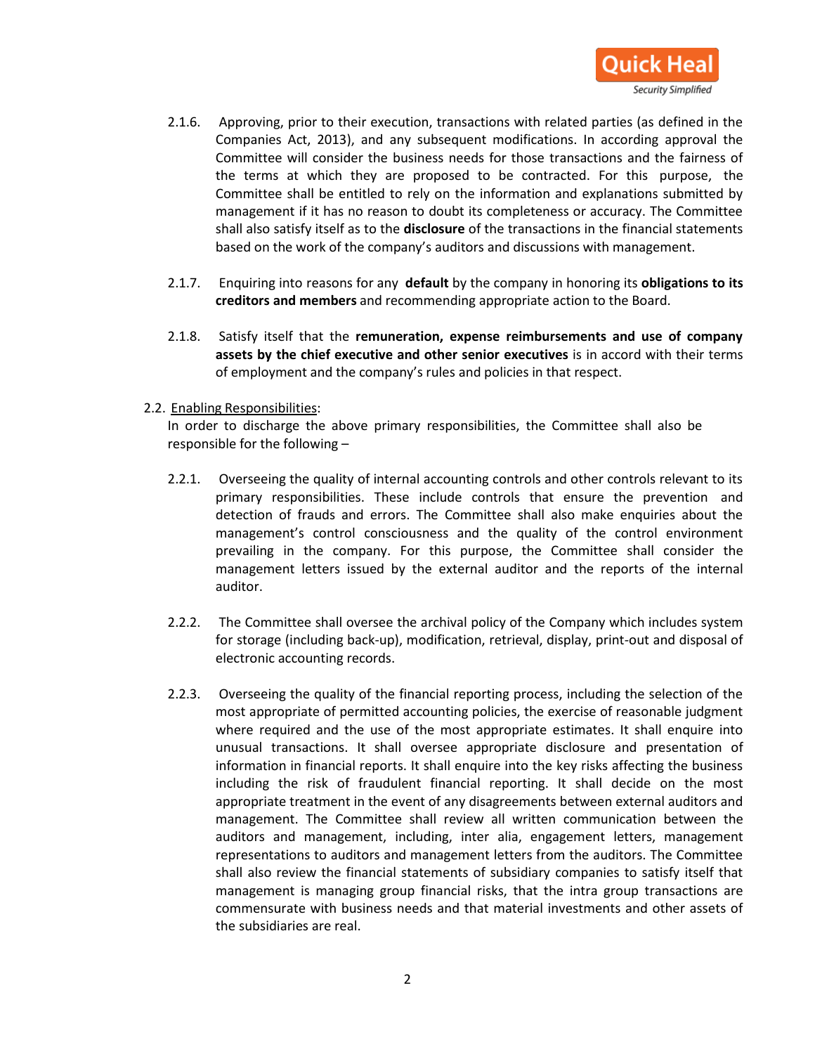2.1.6. Approving, prior to their execution, transactions with related parties (as defined in the Companies Act, 2013), and any subsequent modifications. In according approval the Committee will consider the business needs for those transactions and the fairness of the terms at which they are proposed to be contracted. For this purpose, the Committee shall be entitled to rely on the information and explanations submitted by management if it has no reason to doubt its completeness or accuracy. The Committee shall also satisfy itself as to the **disclosure** of the transactions in the financial statements based on the work of the company's auditors and discussions with management.

2.1.7. Enquiring into reasons for any **default** by the company in honoring its **obligations to its creditors and members** and recommending appropriate action to the Board.

2.1.8. Satisfy itself that the **remuneration, expense reimbursements and use of company assets by the chief executive and other senior executives** is in accord with their terms of employment and the company's rules and policies in that respect.

2.2. Enabling Responsibilities:

In order to discharge the above primary responsibilities, the Committee shall also be responsible for the following –

2.2.1. Overseeing the quality of internal accounting controls and other controls relevant to its primary responsibilities. These include controls that ensure the prevention and detection of frauds and errors. The Committee shall also make enquiries about the management's control consciousness and the quality of the control environment prevailing in the company. For this purpose, the Committee shall consider the management letters issued by the external auditor and the reports of the internal auditor.

2.2.2. The Committee shall oversee the archival policy of the Company which includes system for storage (including back-up), modification, retrieval, display, print-out and disposal of electronic accounting records.

2.2.3. Overseeing the quality of the financial reporting process, including the selection of the most appropriate of permitted accounting policies, the exercise of reasonable judgment where required and the use of the most appropriate estimates. It shall enquire into unusual transactions. It shall oversee appropriate disclosure and presentation of information in financial reports. It shall enquire into the key risks affecting the business including the risk of fraudulent financial reporting. It shall decide on the most appropriate treatment in the event of any disagreements between external auditors and management. The Committee shall review all written communication between the auditors and management, including, inter alia, engagement letters, management representations to auditors and management letters from the auditors. The Committee shall also review the financial statements of subsidiary companies to satisfy itself that management is managing group financial risks, that the intra group transactions are commensurate with business needs and that material investments and other assets of the subsidiaries are real.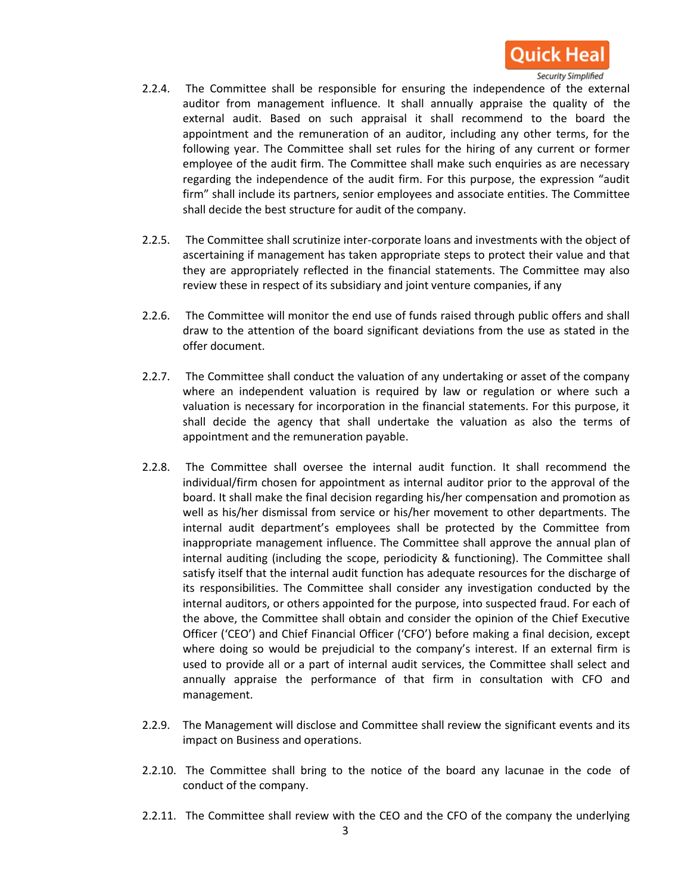2.2.4. The Committee shall be responsible for ensuring the independence of the external auditor from management influence. It shall annually appraise the quality of the external audit. Based on such appraisal it shall recommend to the board the appointment and the remuneration of an auditor, including any other terms, for the following year. The Committee shall set rules for the hiring of any current or former employee of the audit firm. The Committee shall make such enquiries as are necessary regarding the independence of the audit firm. For this purpose, the expression "audit firm" shall include its partners, senior employees and associate entities. The Committee shall decide the best structure for audit of the company.

2.2.5. The Committee shall scrutinize inter-corporate loans and investments with the object of ascertaining if management has taken appropriate steps to protect their value and that they are appropriately reflected in the financial statements. The Committee may also review these in respect of its subsidiary and joint venture companies, if any

2.2.6. The Committee will monitor the end use of funds raised through public offers and shall draw to the attention of the board significant deviations from the use as stated in the offer document.

2.2.7. The Committee shall conduct the valuation of any undertaking or asset of the company where an independent valuation is required by law or regulation or where such a valuation is necessary for incorporation in the financial statements. For this purpose, it shall decide the agency that shall undertake the valuation as also the terms of appointment and the remuneration payable.

2.2.8. The Committee shall oversee the internal audit function. It shall recommend the individual/firm chosen for appointment as internal auditor prior to the approval of the board. It shall make the final decision regarding his/her compensation and promotion as well as his/her dismissal from service or his/her movement to other departments. The internal audit department's employees shall be protected by the Committee from inappropriate management influence. The Committee shall approve the annual plan of internal auditing (including the scope, periodicity & functioning). The Committee shall satisfy itself that the internal audit function has adequate resources for the discharge of its responsibilities. The Committee shall consider any investigation conducted by the internal auditors, or others appointed for the purpose, into suspected fraud. For each of the above, the Committee shall obtain and consider the opinion of the Chief Executive Officer ('CEO') and Chief Financial Officer ('CFO') before making a final decision, except where doing so would be prejudicial to the company's interest. If an external firm is used to provide all or a part of internal audit services, the Committee shall select and annually appraise the performance of that firm in consultation with CFO and management.

2.2.9. The Management will disclose and Committee shall review the significant events and its impact on Business and operations.

2.2.10. The Committee shall bring to the notice of the board any lacunae in the code of conduct of the company.

2.2.11. The Committee shall review with the CEO and the CFO of the company the underlying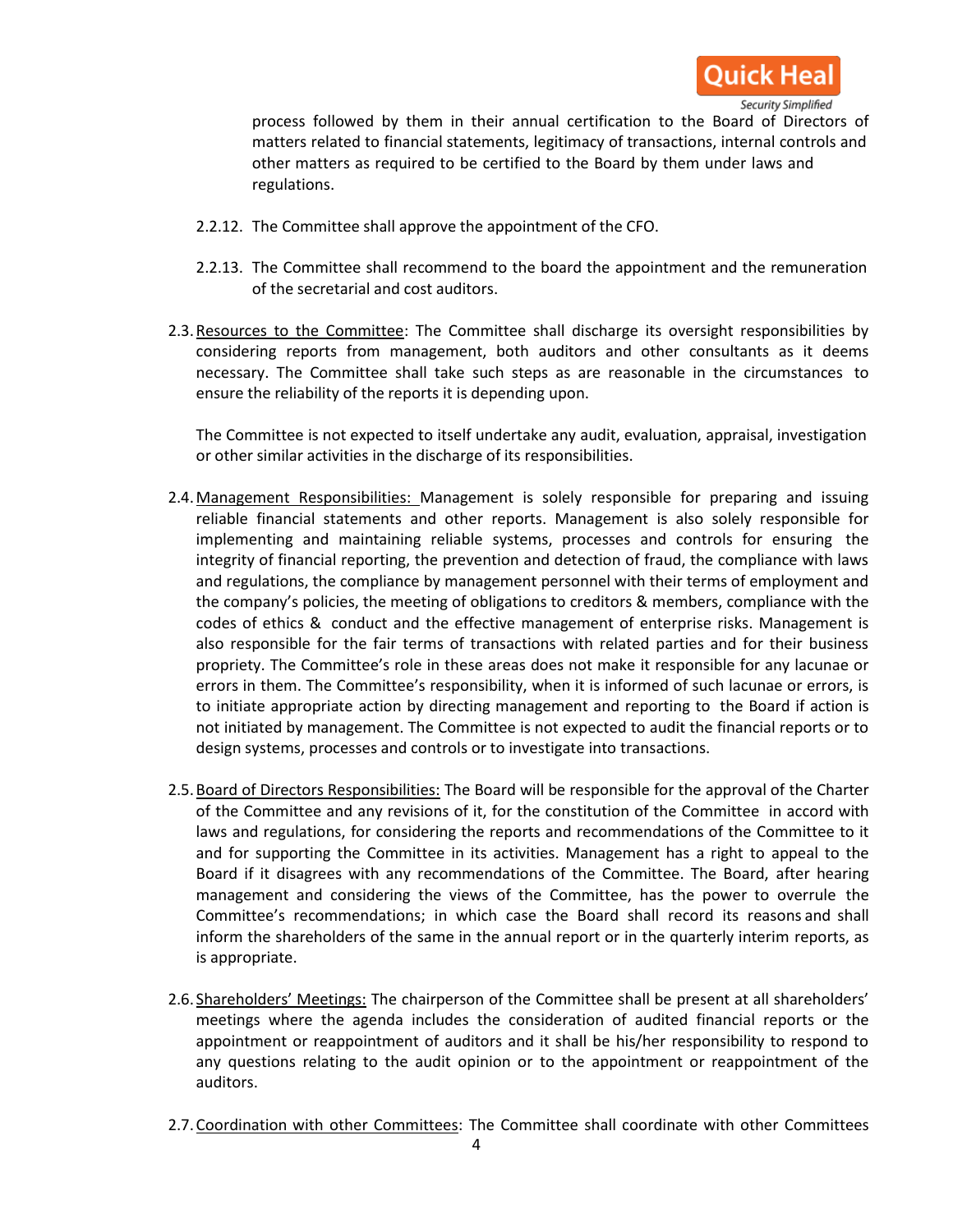process followed by them in their annual certification to the Board of Directors of matters related to financial statements, legitimacy of transactions, internal controls and other matters as required to be certified to the Board by them under laws and regulations.

2.2.12. The Committee shall approve the appointment of the CFO.

2.2.13. The Committee shall recommend to the board the appointment and the remuneration of the secretarial and cost auditors.

2.3. Resources to the Committee: The Committee shall discharge its oversight responsibilities by considering reports from management, both auditors and other consultants as it deems necessary. The Committee shall take such steps as are reasonable in the circumstances to ensure the reliability of the reports it is depending upon.

The Committee is not expected to itself undertake any audit, evaluation, appraisal, investigation or other similar activities in the discharge of its responsibilities.

2.4. Management Responsibilities: Management is solely responsible for preparing and issuing reliable financial statements and other reports. Management is also solely responsible for implementing and maintaining reliable systems, processes and controls for ensuring the integrity of financial reporting, the prevention and detection of fraud, the compliance with laws and regulations, the compliance by management personnel with their terms of employment and the company's policies, the meeting of obligations to creditors & members, compliance with the codes of ethics & conduct and the effective management of enterprise risks. Management is also responsible for the fair terms of transactions with related parties and for their business propriety. The Committee's role in these areas does not make it responsible for any lacunae or errors in them. The Committee's responsibility, when it is informed of such lacunae or errors, is to initiate appropriate action by directing management and reporting to the Board if action is not initiated by management. The Committee is not expected to audit the financial reports or to design systems, processes and controls or to investigate into transactions.

2.5. Board of Directors Responsibilities: The Board will be responsible for the approval of the Charter of the Committee and any revisions of it, for the constitution of the Committee in accord with laws and regulations, for considering the reports and recommendations of the Committee to it and for supporting the Committee in its activities. Management has a right to appeal to the Board if it disagrees with any recommendations of the Committee. The Board, after hearing management and considering the views of the Committee, has the power to overrule the Committee's recommendations; in which case the Board shall record its reasons and shall inform the shareholders of the same in the annual report or in the quarterly interim reports, as is appropriate.

2.6. Shareholders' Meetings: The chairperson of the Committee shall be present at all shareholders' meetings where the agenda includes the consideration of audited financial reports or the appointment or reappointment of auditors and it shall be his/her responsibility to respond to any questions relating to the audit opinion or to the appointment or reappointment of the auditors.

2.7. Coordination with other Committees: The Committee shall coordinate with other Committees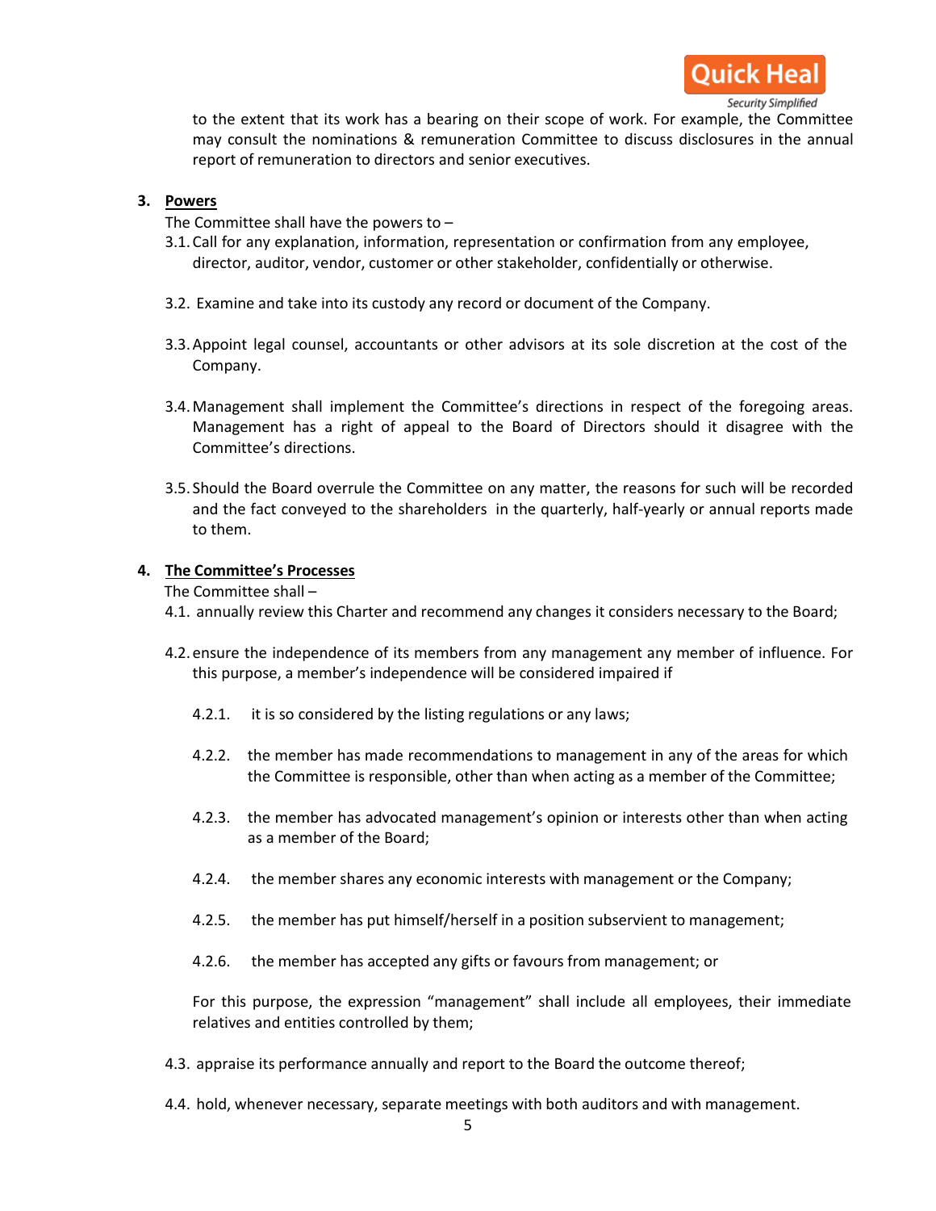to the extent that its work has a bearing on their scope of work. For example, the Committee may consult the nominations & remuneration Committee to discuss disclosures in the annual report of remuneration to directors and senior executives.

**3. Powers**

The Committee shall have the powers to –

3.1. Call for any explanation, information, representation or confirmation from any employee, director, auditor, vendor, customer or other stakeholder, confidentially or otherwise.

3.2. Examine and take into its custody any record or document of the Company.

3.3. Appoint legal counsel, accountants or other advisors at its sole discretion at the cost of the Company.

3.4. Management shall implement the Committee's directions in respect of the foregoing areas. Management has a right of appeal to the Board of Directors should it disagree with the Committee's directions.

3.5. Should the Board overrule the Committee on any matter, the reasons for such will be recorded and the fact conveyed to the shareholders in the quarterly, half-yearly or annual reports made to them.

**4. The Committee's Processes**

The Committee shall –

4.1. annually review this Charter and recommend any changes it considers necessary to the Board;

4.2. ensure the independence of its members from any management any member of influence. For this purpose, a member's independence will be considered impaired if

4.2.1. it is so considered by the listing regulations or any laws;

4.2.2. the member has made recommendations to management in any of the areas for which the Committee is responsible, other than when acting as a member of the Committee;

4.2.3. the member has advocated management's opinion or interests other than when acting as a member of the Board;

4.2.4. the member shares any economic interests with management or the Company;

4.2.5. the member has put himself/herself in a position subservient to management;

4.2.6. the member has accepted any gifts or favours from management; or

For this purpose, the expression "management" shall include all employees, their immediate relatives and entities controlled by them;

4.3. appraise its performance annually and report to the Board the outcome thereof;

4.4. hold, whenever necessary, separate meetings with both auditors and with management.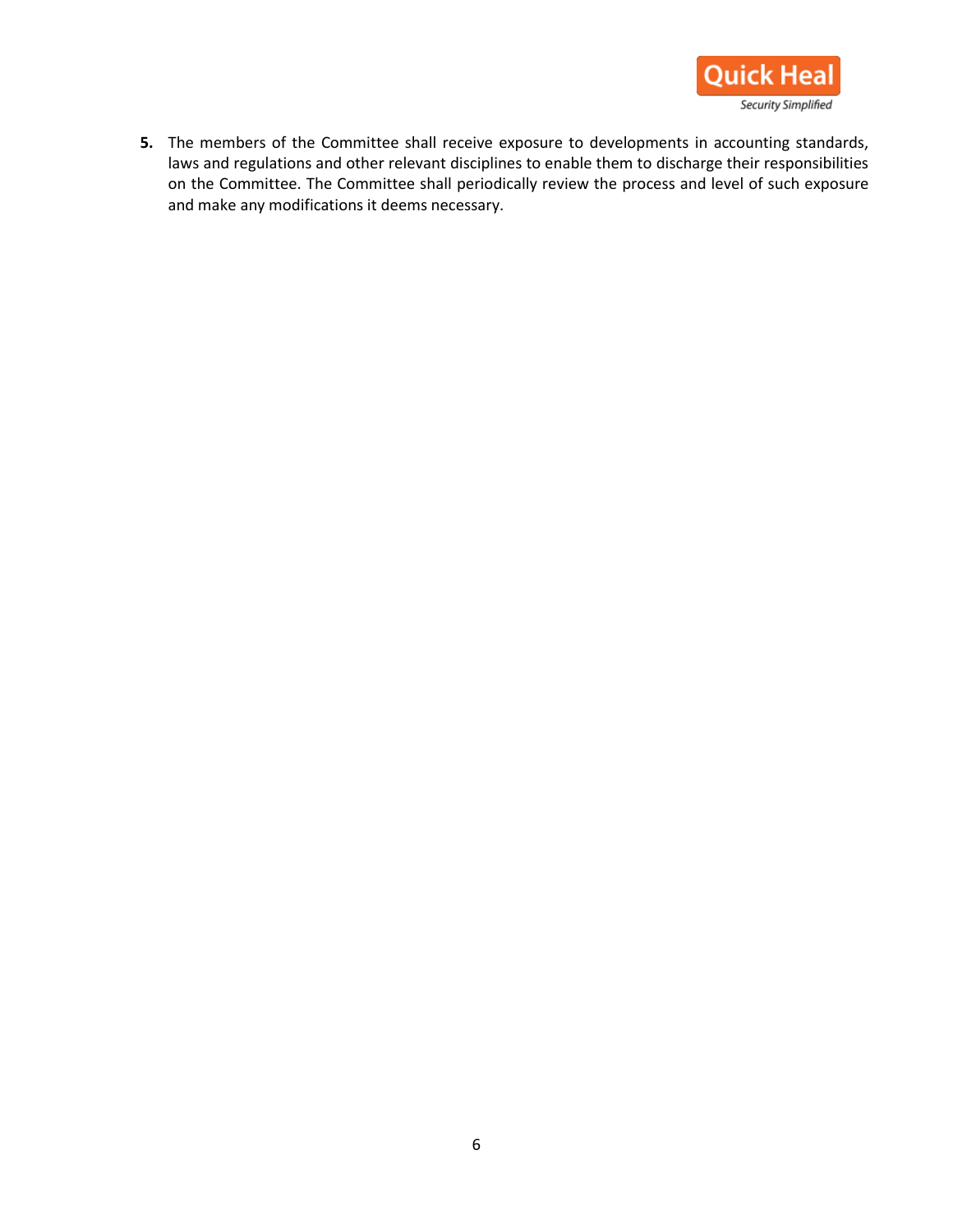**5.** The members of the Committee shall receive exposure to developments in accounting standards, laws and regulations and other relevant disciplines to enable them to discharge their responsibilities on the Committee. The Committee shall periodically review the process and level of such exposure and make any modifications it deems necessary.